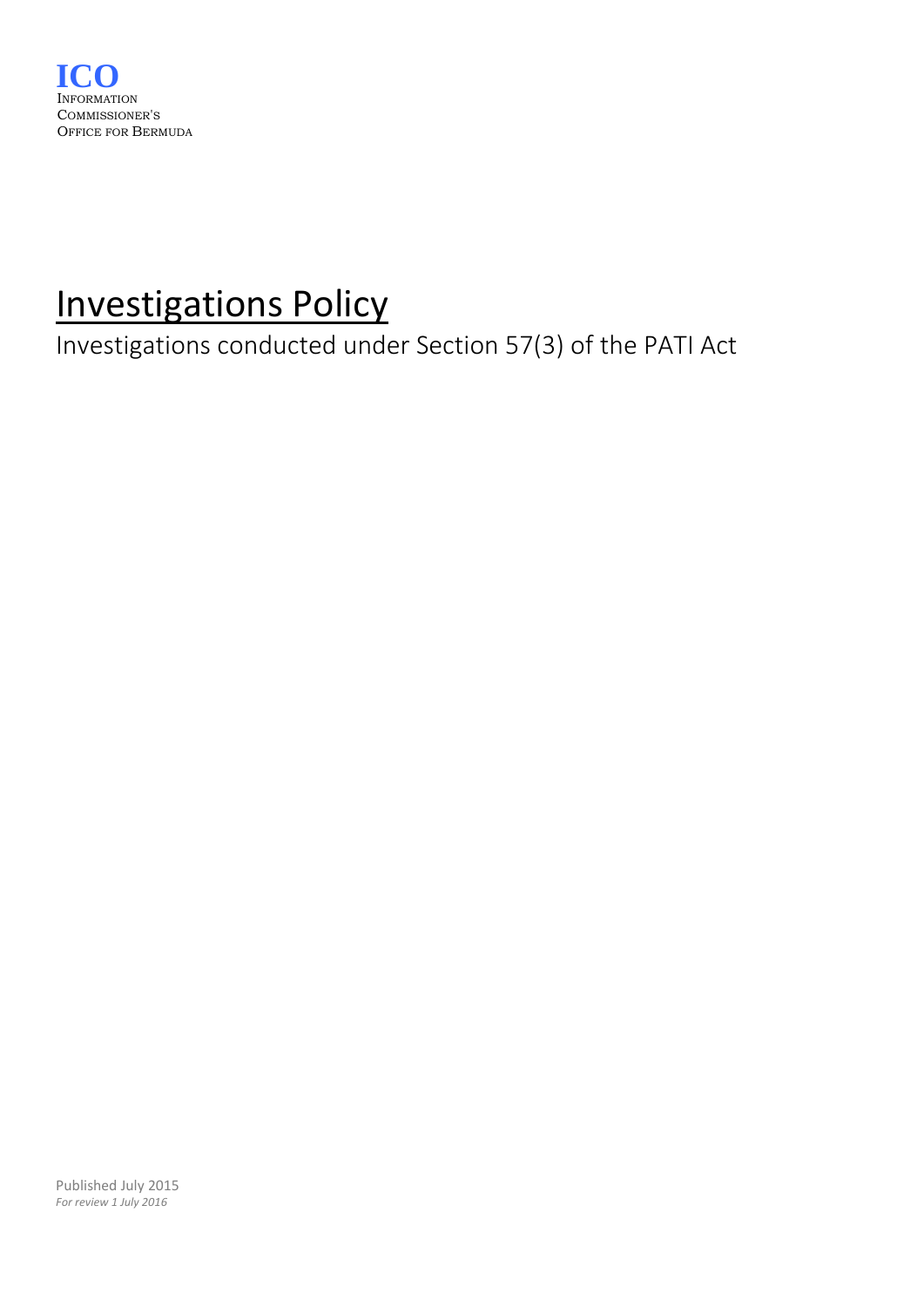**ICO**
INFORMATION
COMMISSIONER'S
OFFICE FOR BERMUDA

# Investigations Policy

Investigations conducted under Section 57(3) of the PATI Act

Published July 2015
*For review 1 July 2016*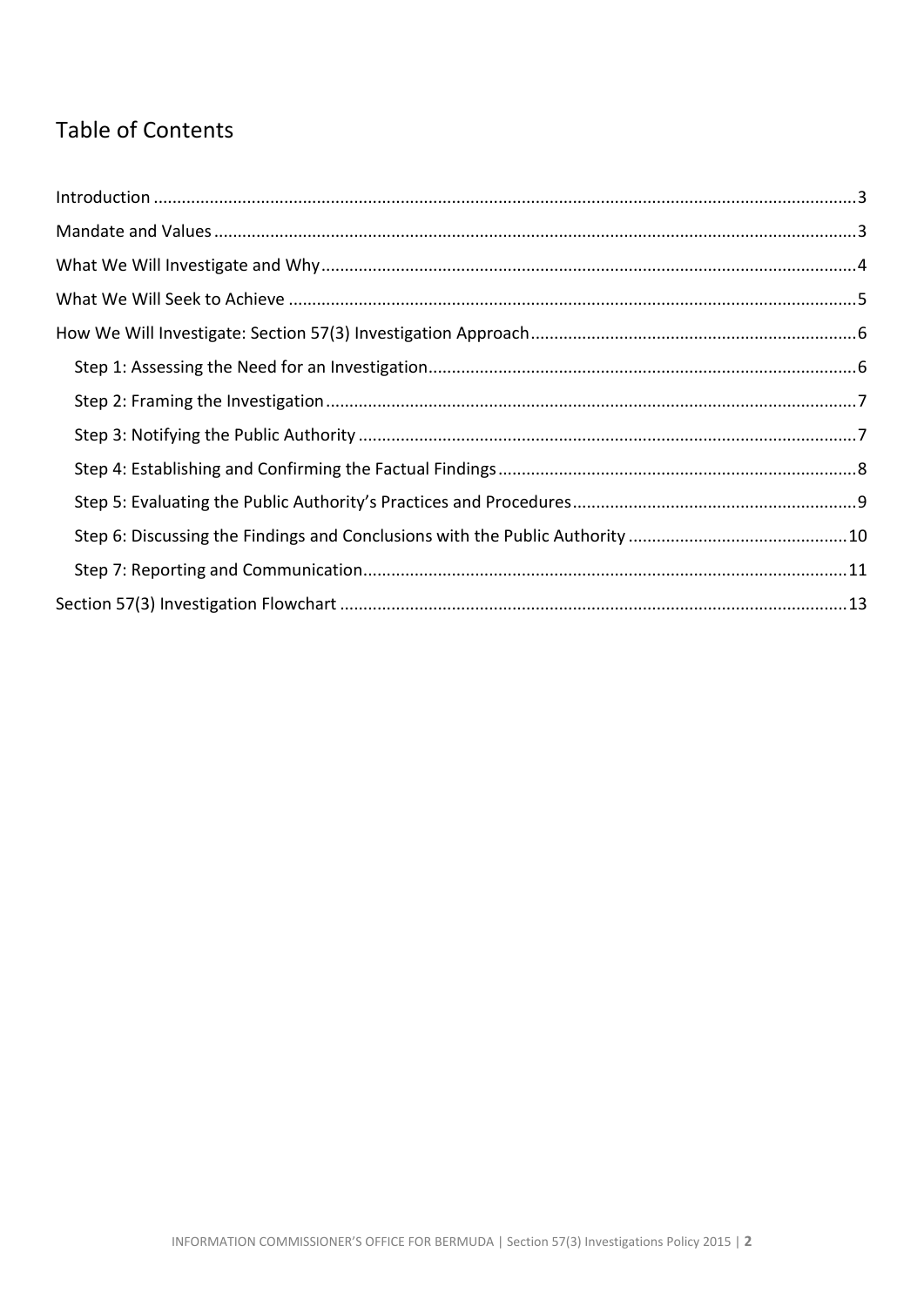## Table of Contents

Introduction ....................................................................................................................................3

Mandate and Values ........................................................................................................................3

What We Will Investigate and Why ..................................................................................................4

What We Will Seek to Achieve .........................................................................................................5

How We Will Investigate: Section 57(3) Investigation Approach .....................................................6

- Step 1: Assessing the Need for an Investigation ...........................................................................6
- Step 2: Framing the Investigation .................................................................................................7
- Step 3: Notifying the Public Authority ..........................................................................................7
- Step 4: Establishing and Confirming the Factual Findings ............................................................8
- Step 5: Evaluating the Public Authority's Practices and Procedures ............................................9
- Step 6: Discussing the Findings and Conclusions with the Public Authority ..............................10
- Step 7: Reporting and Communication .......................................................................................11

Section 57(3) Investigation Flowchart ............................................................................................13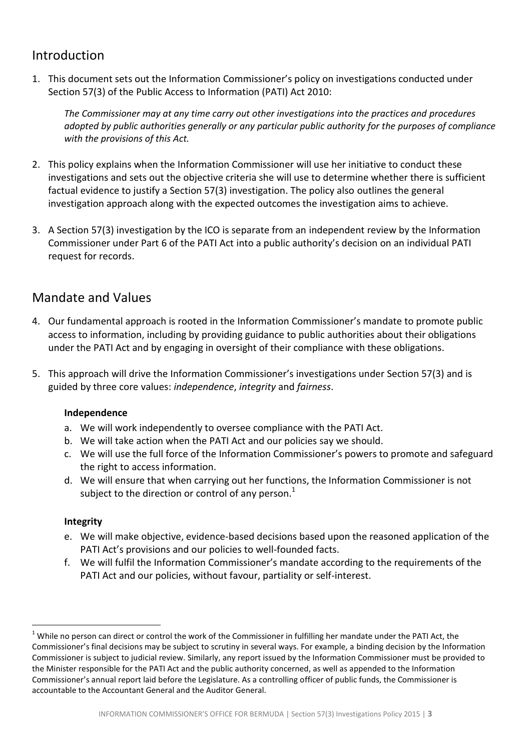## Introduction

1. This document sets out the Information Commissioner's policy on investigations conducted under Section 57(3) of the Public Access to Information (PATI) Act 2010:

   *The Commissioner may at any time carry out other investigations into the practices and procedures adopted by public authorities generally or any particular public authority for the purposes of compliance with the provisions of this Act.*

2. This policy explains when the Information Commissioner will use her initiative to conduct these investigations and sets out the objective criteria she will use to determine whether there is sufficient factual evidence to justify a Section 57(3) investigation. The policy also outlines the general investigation approach along with the expected outcomes the investigation aims to achieve.

3. A Section 57(3) investigation by the ICO is separate from an independent review by the Information Commissioner under Part 6 of the PATI Act into a public authority's decision on an individual PATI request for records.

## Mandate and Values

4. Our fundamental approach is rooted in the Information Commissioner's mandate to promote public access to information, including by providing guidance to public authorities about their obligations under the PATI Act and by engaging in oversight of their compliance with these obligations.

5. This approach will drive the Information Commissioner's investigations under Section 57(3) and is guided by three core values: *independence*, *integrity* and *fairness*.

   **Independence**

   a. We will work independently to oversee compliance with the PATI Act.
   b. We will take action when the PATI Act and our policies say we should.
   c. We will use the full force of the Information Commissioner's powers to promote and safeguard the right to access information.
   d. We will ensure that when carrying out her functions, the Information Commissioner is not subject to the direction or control of any person.[1]

   **Integrity**

   e. We will make objective, evidence-based decisions based upon the reasoned application of the PATI Act's provisions and our policies to well-founded facts.
   f. We will fulfil the Information Commissioner's mandate according to the requirements of the PATI Act and our policies, without favour, partiality or self-interest.

---

[1] While no person can direct or control the work of the Commissioner in fulfilling her mandate under the PATI Act, the Commissioner's final decisions may be subject to scrutiny in several ways. For example, a binding decision by the Information Commissioner is subject to judicial review. Similarly, any report issued by the Information Commissioner must be provided to the Minister responsible for the PATI Act and the public authority concerned, as well as appended to the Information Commissioner's annual report laid before the Legislature. As a controlling officer of public funds, the Commissioner is accountable to the Accountant General and the Auditor General.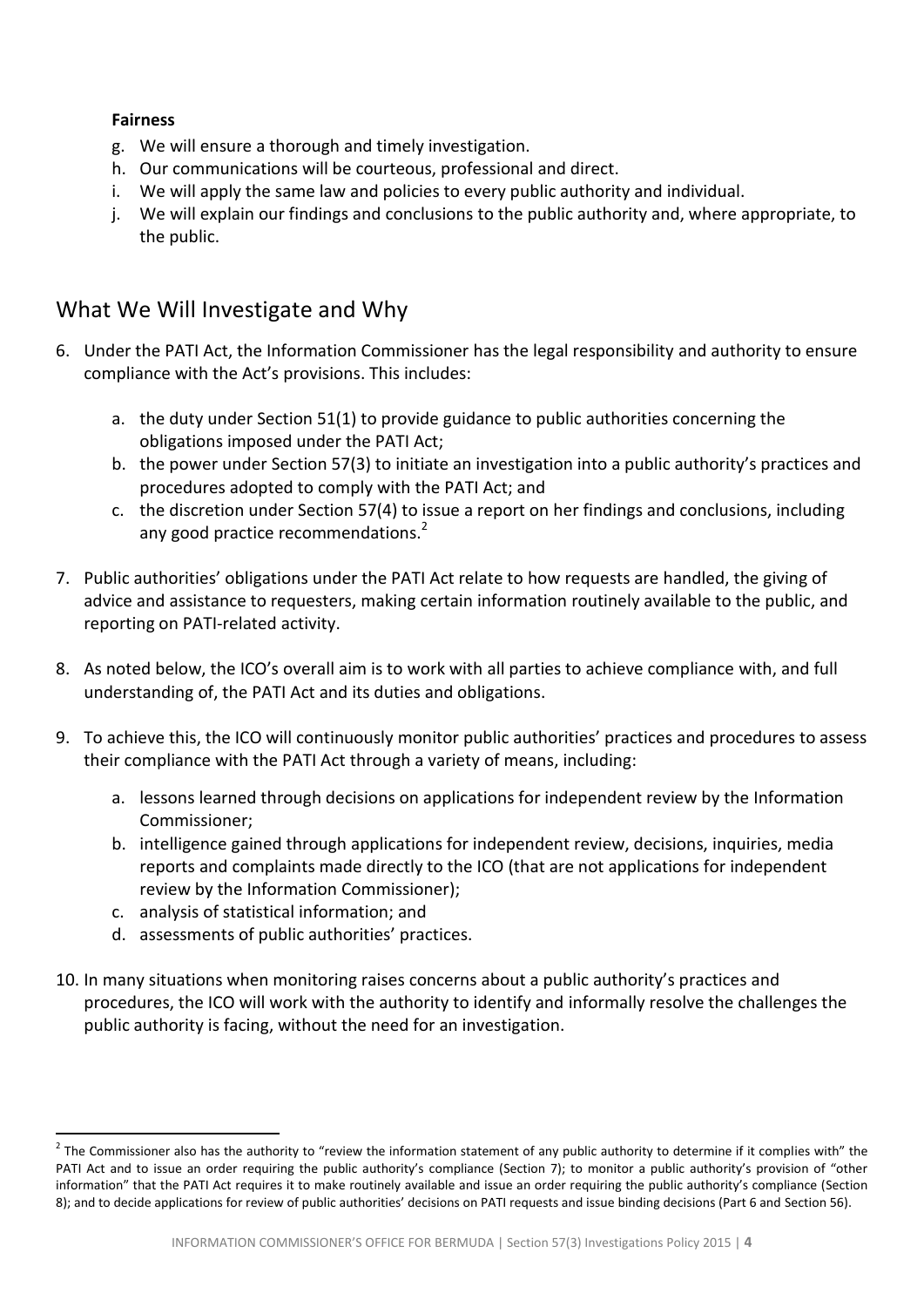**Fairness**

g. We will ensure a thorough and timely investigation.
h. Our communications will be courteous, professional and direct.
i. We will apply the same law and policies to every public authority and individual.
j. We will explain our findings and conclusions to the public authority and, where appropriate, to the public.

## What We Will Investigate and Why

6. Under the PATI Act, the Information Commissioner has the legal responsibility and authority to ensure compliance with the Act's provisions. This includes:

   a. the duty under Section 51(1) to provide guidance to public authorities concerning the obligations imposed under the PATI Act;
   b. the power under Section 57(3) to initiate an investigation into a public authority's practices and procedures adopted to comply with the PATI Act; and
   c. the discretion under Section 57(4) to issue a report on her findings and conclusions, including any good practice recommendations.[2]

7. Public authorities' obligations under the PATI Act relate to how requests are handled, the giving of advice and assistance to requesters, making certain information routinely available to the public, and reporting on PATI-related activity.

8. As noted below, the ICO's overall aim is to work with all parties to achieve compliance with, and full understanding of, the PATI Act and its duties and obligations.

9. To achieve this, the ICO will continuously monitor public authorities' practices and procedures to assess their compliance with the PATI Act through a variety of means, including:

   a. lessons learned through decisions on applications for independent review by the Information Commissioner;
   b. intelligence gained through applications for independent review, decisions, inquiries, media reports and complaints made directly to the ICO (that are not applications for independent review by the Information Commissioner);
   c. analysis of statistical information; and
   d. assessments of public authorities' practices.

10. In many situations when monitoring raises concerns about a public authority's practices and procedures, the ICO will work with the authority to identify and informally resolve the challenges the public authority is facing, without the need for an investigation.

---

[2] The Commissioner also has the authority to "review the information statement of any public authority to determine if it complies with" the PATI Act and to issue an order requiring the public authority's compliance (Section 7); to monitor a public authority's provision of "other information" that the PATI Act requires it to make routinely available and issue an order requiring the public authority's compliance (Section 8); and to decide applications for review of public authorities' decisions on PATI requests and issue binding decisions (Part 6 and Section 56).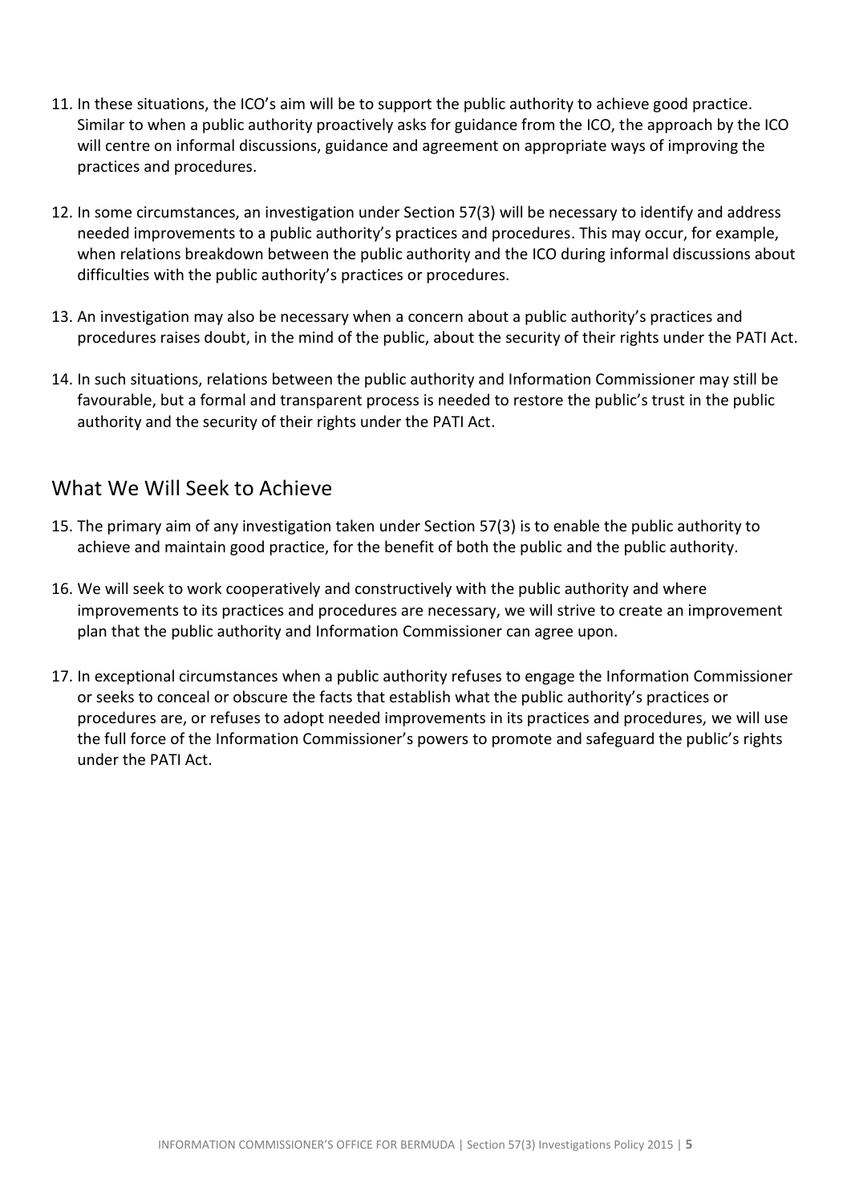11. In these situations, the ICO's aim will be to support the public authority to achieve good practice. Similar to when a public authority proactively asks for guidance from the ICO, the approach by the ICO will centre on informal discussions, guidance and agreement on appropriate ways of improving the practices and procedures.

12. In some circumstances, an investigation under Section 57(3) will be necessary to identify and address needed improvements to a public authority's practices and procedures. This may occur, for example, when relations breakdown between the public authority and the ICO during informal discussions about difficulties with the public authority's practices or procedures.

13. An investigation may also be necessary when a concern about a public authority's practices and procedures raises doubt, in the mind of the public, about the security of their rights under the PATI Act.

14. In such situations, relations between the public authority and Information Commissioner may still be favourable, but a formal and transparent process is needed to restore the public's trust in the public authority and the security of their rights under the PATI Act.

## What We Will Seek to Achieve

15. The primary aim of any investigation taken under Section 57(3) is to enable the public authority to achieve and maintain good practice, for the benefit of both the public and the public authority.

16. We will seek to work cooperatively and constructively with the public authority and where improvements to its practices and procedures are necessary, we will strive to create an improvement plan that the public authority and Information Commissioner can agree upon.

17. In exceptional circumstances when a public authority refuses to engage the Information Commissioner or seeks to conceal or obscure the facts that establish what the public authority's practices or procedures are, or refuses to adopt needed improvements in its practices and procedures, we will use the full force of the Information Commissioner's powers to promote and safeguard the public's rights under the PATI Act.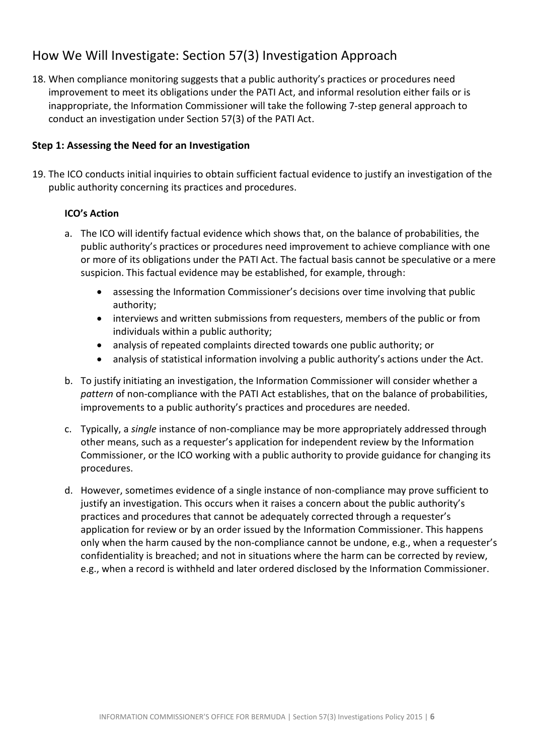## How We Will Investigate: Section 57(3) Investigation Approach

18. When compliance monitoring suggests that a public authority's practices or procedures need improvement to meet its obligations under the PATI Act, and informal resolution either fails or is inappropriate, the Information Commissioner will take the following 7-step general approach to conduct an investigation under Section 57(3) of the PATI Act.

### Step 1: Assessing the Need for an Investigation

19. The ICO conducts initial inquiries to obtain sufficient factual evidence to justify an investigation of the public authority concerning its practices and procedures.

    **ICO's Action**

    a. The ICO will identify factual evidence which shows that, on the balance of probabilities, the public authority's practices or procedures need improvement to achieve compliance with one or more of its obligations under the PATI Act. The factual basis cannot be speculative or a mere suspicion. This factual evidence may be established, for example, through:

       - assessing the Information Commissioner's decisions over time involving that public authority;
       - interviews and written submissions from requesters, members of the public or from individuals within a public authority;
       - analysis of repeated complaints directed towards one public authority; or
       - analysis of statistical information involving a public authority's actions under the Act.

    b. To justify initiating an investigation, the Information Commissioner will consider whether a *pattern* of non-compliance with the PATI Act establishes, that on the balance of probabilities, improvements to a public authority's practices and procedures are needed.

    c. Typically, a *single* instance of non-compliance may be more appropriately addressed through other means, such as a requester's application for independent review by the Information Commissioner, or the ICO working with a public authority to provide guidance for changing its procedures.

    d. However, sometimes evidence of a single instance of non-compliance may prove sufficient to justify an investigation. This occurs when it raises a concern about the public authority's practices and procedures that cannot be adequately corrected through a requester's application for review or by an order issued by the Information Commissioner. This happens only when the harm caused by the non-compliance cannot be undone, e.g., when a requester's confidentiality is breached; and not in situations where the harm can be corrected by review, e.g., when a record is withheld and later ordered disclosed by the Information Commissioner.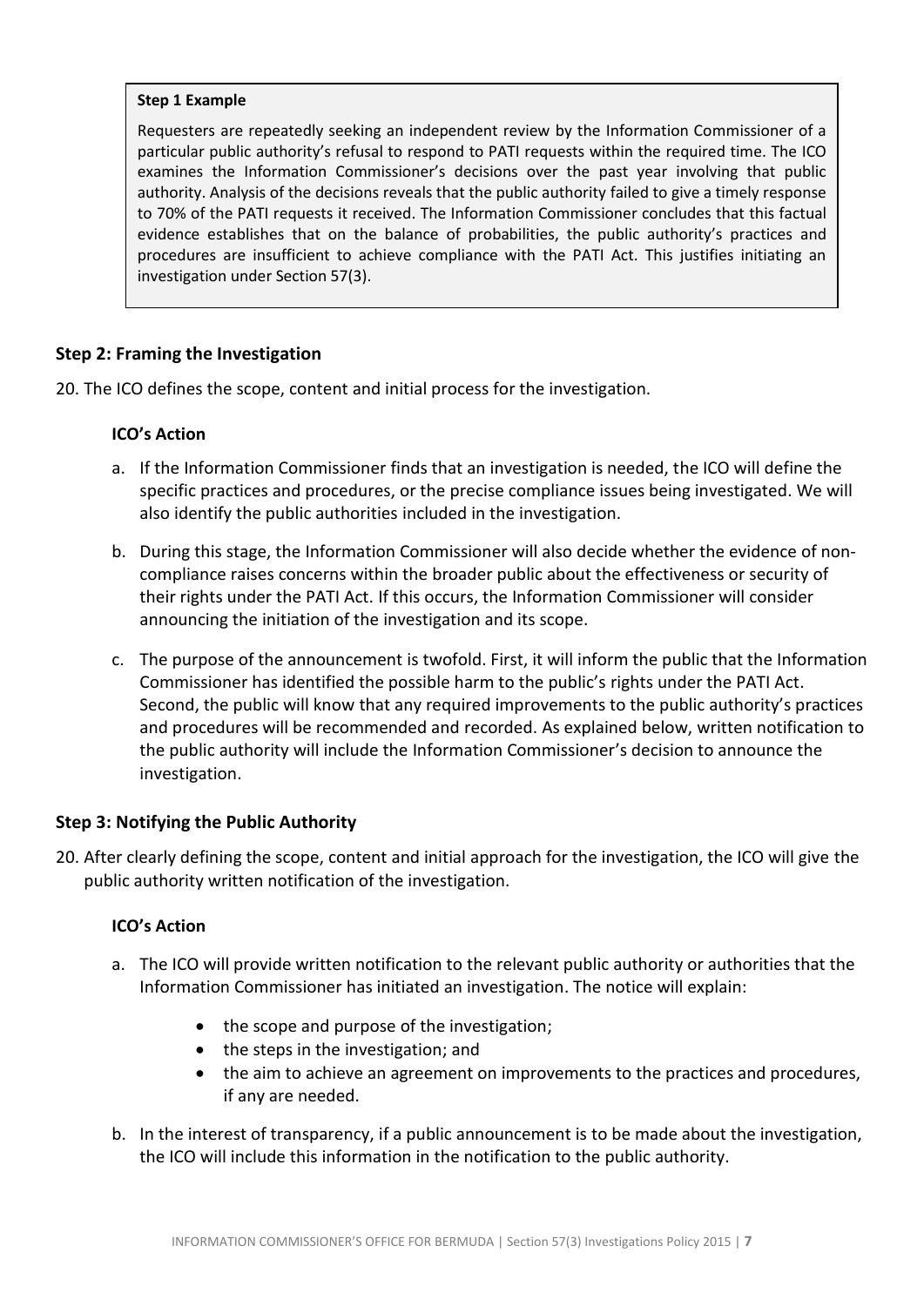**Step 1 Example**

Requesters are repeatedly seeking an independent review by the Information Commissioner of a particular public authority's refusal to respond to PATI requests within the required time. The ICO examines the Information Commissioner's decisions over the past year involving that public authority. Analysis of the decisions reveals that the public authority failed to give a timely response to 70% of the PATI requests it received. The Information Commissioner concludes that this factual evidence establishes that on the balance of probabilities, the public authority's practices and procedures are insufficient to achieve compliance with the PATI Act. This justifies initiating an investigation under Section 57(3).

### Step 2: Framing the Investigation

20. The ICO defines the scope, content and initial process for the investigation.

**ICO's Action**

a. If the Information Commissioner finds that an investigation is needed, the ICO will define the specific practices and procedures, or the precise compliance issues being investigated. We will also identify the public authorities included in the investigation.

b. During this stage, the Information Commissioner will also decide whether the evidence of non-compliance raises concerns within the broader public about the effectiveness or security of their rights under the PATI Act. If this occurs, the Information Commissioner will consider announcing the initiation of the investigation and its scope.

c. The purpose of the announcement is twofold. First, it will inform the public that the Information Commissioner has identified the possible harm to the public's rights under the PATI Act. Second, the public will know that any required improvements to the public authority's practices and procedures will be recommended and recorded. As explained below, written notification to the public authority will include the Information Commissioner's decision to announce the investigation.

### Step 3: Notifying the Public Authority

20. After clearly defining the scope, content and initial approach for the investigation, the ICO will give the public authority written notification of the investigation.

**ICO's Action**

a. The ICO will provide written notification to the relevant public authority or authorities that the Information Commissioner has initiated an investigation. The notice will explain:

- the scope and purpose of the investigation;
- the steps in the investigation; and
- the aim to achieve an agreement on improvements to the practices and procedures, if any are needed.

b. In the interest of transparency, if a public announcement is to be made about the investigation, the ICO will include this information in the notification to the public authority.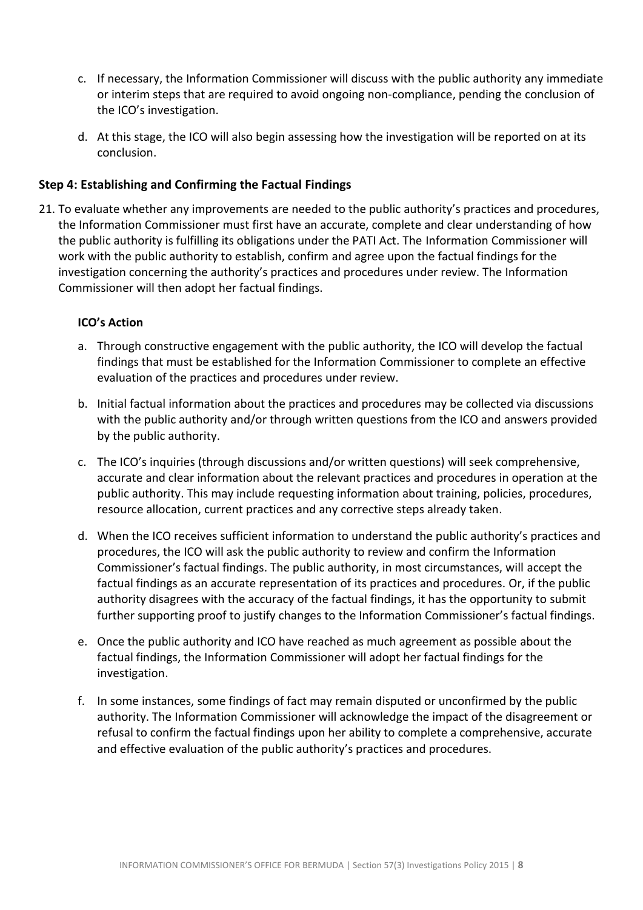c. If necessary, the Information Commissioner will discuss with the public authority any immediate or interim steps that are required to avoid ongoing non-compliance, pending the conclusion of the ICO's investigation.

d. At this stage, the ICO will also begin assessing how the investigation will be reported on at its conclusion.

### Step 4: Establishing and Confirming the Factual Findings

21. To evaluate whether any improvements are needed to the public authority's practices and procedures, the Information Commissioner must first have an accurate, complete and clear understanding of how the public authority is fulfilling its obligations under the PATI Act. The Information Commissioner will work with the public authority to establish, confirm and agree upon the factual findings for the investigation concerning the authority's practices and procedures under review. The Information Commissioner will then adopt her factual findings.

**ICO's Action**

a. Through constructive engagement with the public authority, the ICO will develop the factual findings that must be established for the Information Commissioner to complete an effective evaluation of the practices and procedures under review.

b. Initial factual information about the practices and procedures may be collected via discussions with the public authority and/or through written questions from the ICO and answers provided by the public authority.

c. The ICO's inquiries (through discussions and/or written questions) will seek comprehensive, accurate and clear information about the relevant practices and procedures in operation at the public authority. This may include requesting information about training, policies, procedures, resource allocation, current practices and any corrective steps already taken.

d. When the ICO receives sufficient information to understand the public authority's practices and procedures, the ICO will ask the public authority to review and confirm the Information Commissioner's factual findings. The public authority, in most circumstances, will accept the factual findings as an accurate representation of its practices and procedures. Or, if the public authority disagrees with the accuracy of the factual findings, it has the opportunity to submit further supporting proof to justify changes to the Information Commissioner's factual findings.

e. Once the public authority and ICO have reached as much agreement as possible about the factual findings, the Information Commissioner will adopt her factual findings for the investigation.

f. In some instances, some findings of fact may remain disputed or unconfirmed by the public authority. The Information Commissioner will acknowledge the impact of the disagreement or refusal to confirm the factual findings upon her ability to complete a comprehensive, accurate and effective evaluation of the public authority's practices and procedures.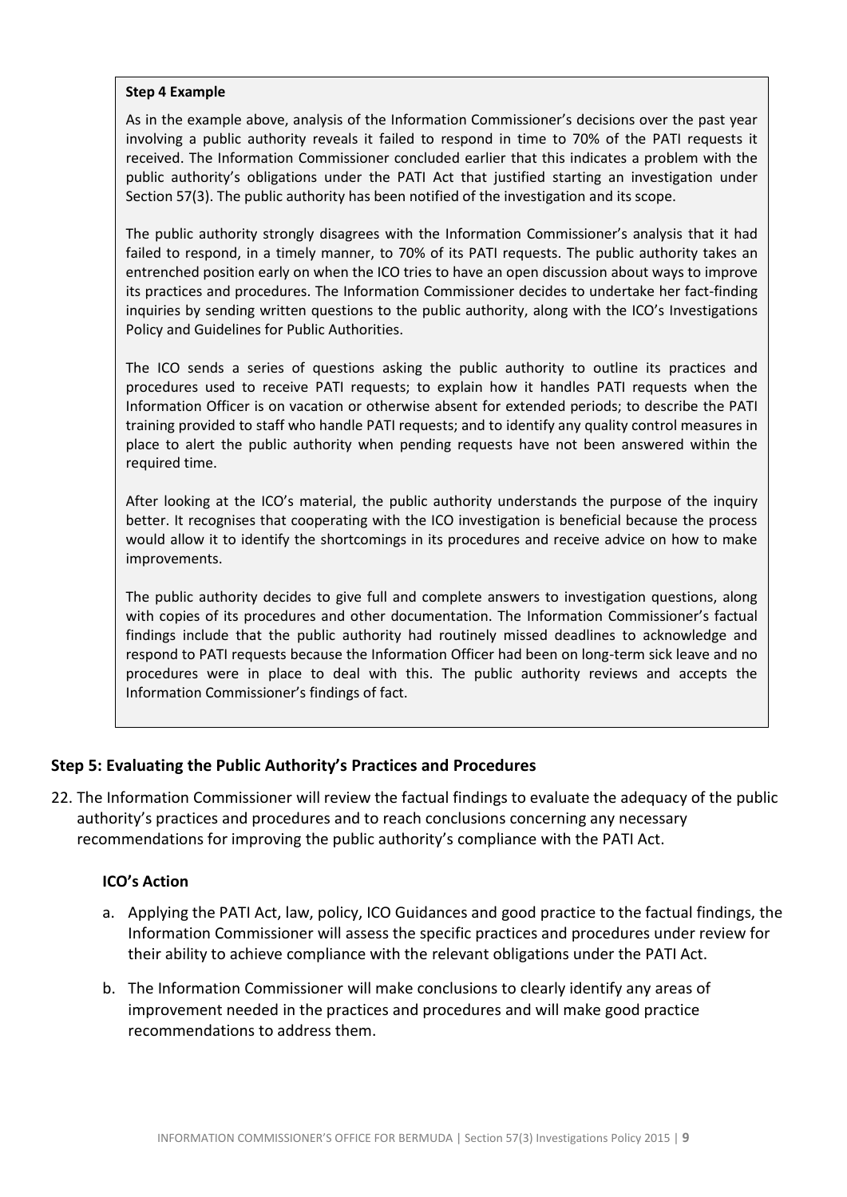**Step 4 Example**

As in the example above, analysis of the Information Commissioner's decisions over the past year involving a public authority reveals it failed to respond in time to 70% of the PATI requests it received. The Information Commissioner concluded earlier that this indicates a problem with the public authority's obligations under the PATI Act that justified starting an investigation under Section 57(3). The public authority has been notified of the investigation and its scope.

The public authority strongly disagrees with the Information Commissioner's analysis that it had failed to respond, in a timely manner, to 70% of its PATI requests. The public authority takes an entrenched position early on when the ICO tries to have an open discussion about ways to improve its practices and procedures. The Information Commissioner decides to undertake her fact-finding inquiries by sending written questions to the public authority, along with the ICO's Investigations Policy and Guidelines for Public Authorities.

The ICO sends a series of questions asking the public authority to outline its practices and procedures used to receive PATI requests; to explain how it handles PATI requests when the Information Officer is on vacation or otherwise absent for extended periods; to describe the PATI training provided to staff who handle PATI requests; and to identify any quality control measures in place to alert the public authority when pending requests have not been answered within the required time.

After looking at the ICO's material, the public authority understands the purpose of the inquiry better. It recognises that cooperating with the ICO investigation is beneficial because the process would allow it to identify the shortcomings in its procedures and receive advice on how to make improvements.

The public authority decides to give full and complete answers to investigation questions, along with copies of its procedures and other documentation. The Information Commissioner's factual findings include that the public authority had routinely missed deadlines to acknowledge and respond to PATI requests because the Information Officer had been on long-term sick leave and no procedures were in place to deal with this. The public authority reviews and accepts the Information Commissioner's findings of fact.

### Step 5: Evaluating the Public Authority's Practices and Procedures

22. The Information Commissioner will review the factual findings to evaluate the adequacy of the public authority's practices and procedures and to reach conclusions concerning any necessary recommendations for improving the public authority's compliance with the PATI Act.

#### ICO's Action

a. Applying the PATI Act, law, policy, ICO Guidances and good practice to the factual findings, the Information Commissioner will assess the specific practices and procedures under review for their ability to achieve compliance with the relevant obligations under the PATI Act.

b. The Information Commissioner will make conclusions to clearly identify any areas of improvement needed in the practices and procedures and will make good practice recommendations to address them.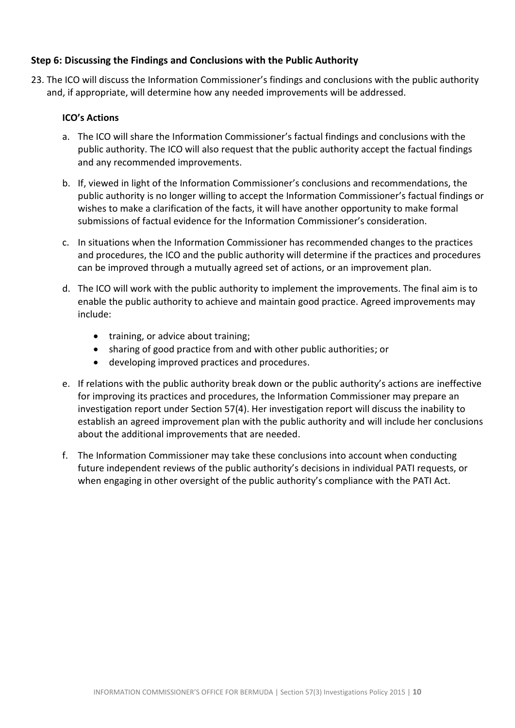### Step 6: Discussing the Findings and Conclusions with the Public Authority

23. The ICO will discuss the Information Commissioner's findings and conclusions with the public authority and, if appropriate, will determine how any needed improvements will be addressed.

    **ICO's Actions**

    a. The ICO will share the Information Commissioner's factual findings and conclusions with the public authority. The ICO will also request that the public authority accept the factual findings and any recommended improvements.

    b. If, viewed in light of the Information Commissioner's conclusions and recommendations, the public authority is no longer willing to accept the Information Commissioner's factual findings or wishes to make a clarification of the facts, it will have another opportunity to make formal submissions of factual evidence for the Information Commissioner's consideration.

    c. In situations when the Information Commissioner has recommended changes to the practices and procedures, the ICO and the public authority will determine if the practices and procedures can be improved through a mutually agreed set of actions, or an improvement plan.

    d. The ICO will work with the public authority to implement the improvements. The final aim is to enable the public authority to achieve and maintain good practice. Agreed improvements may include:

       - training, or advice about training;
       - sharing of good practice from and with other public authorities; or
       - developing improved practices and procedures.

    e. If relations with the public authority break down or the public authority's actions are ineffective for improving its practices and procedures, the Information Commissioner may prepare an investigation report under Section 57(4). Her investigation report will discuss the inability to establish an agreed improvement plan with the public authority and will include her conclusions about the additional improvements that are needed.

    f. The Information Commissioner may take these conclusions into account when conducting future independent reviews of the public authority's decisions in individual PATI requests, or when engaging in other oversight of the public authority's compliance with the PATI Act.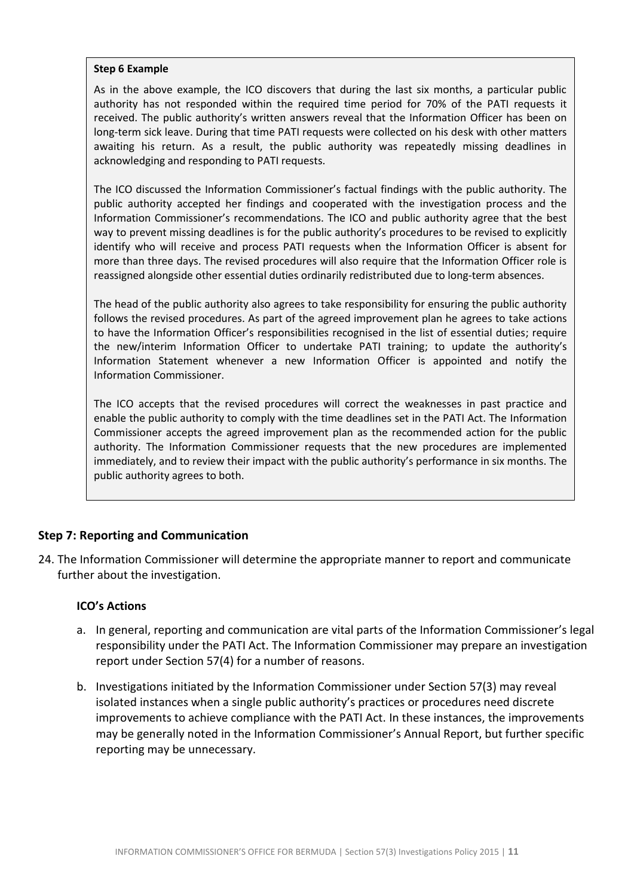**Step 6 Example**

As in the above example, the ICO discovers that during the last six months, a particular public authority has not responded within the required time period for 70% of the PATI requests it received. The public authority's written answers reveal that the Information Officer has been on long-term sick leave. During that time PATI requests were collected on his desk with other matters awaiting his return. As a result, the public authority was repeatedly missing deadlines in acknowledging and responding to PATI requests.

The ICO discussed the Information Commissioner's factual findings with the public authority. The public authority accepted her findings and cooperated with the investigation process and the Information Commissioner's recommendations. The ICO and public authority agree that the best way to prevent missing deadlines is for the public authority's procedures to be revised to explicitly identify who will receive and process PATI requests when the Information Officer is absent for more than three days. The revised procedures will also require that the Information Officer role is reassigned alongside other essential duties ordinarily redistributed due to long-term absences.

The head of the public authority also agrees to take responsibility for ensuring the public authority follows the revised procedures. As part of the agreed improvement plan he agrees to take actions to have the Information Officer's responsibilities recognised in the list of essential duties; require the new/interim Information Officer to undertake PATI training; to update the authority's Information Statement whenever a new Information Officer is appointed and notify the Information Commissioner.

The ICO accepts that the revised procedures will correct the weaknesses in past practice and enable the public authority to comply with the time deadlines set in the PATI Act. The Information Commissioner accepts the agreed improvement plan as the recommended action for the public authority. The Information Commissioner requests that the new procedures are implemented immediately, and to review their impact with the public authority's performance in six months. The public authority agrees to both.

### Step 7: Reporting and Communication

24. The Information Commissioner will determine the appropriate manner to report and communicate further about the investigation.

**ICO's Actions**

a. In general, reporting and communication are vital parts of the Information Commissioner's legal responsibility under the PATI Act. The Information Commissioner may prepare an investigation report under Section 57(4) for a number of reasons.

b. Investigations initiated by the Information Commissioner under Section 57(3) may reveal isolated instances when a single public authority's practices or procedures need discrete improvements to achieve compliance with the PATI Act. In these instances, the improvements may be generally noted in the Information Commissioner's Annual Report, but further specific reporting may be unnecessary.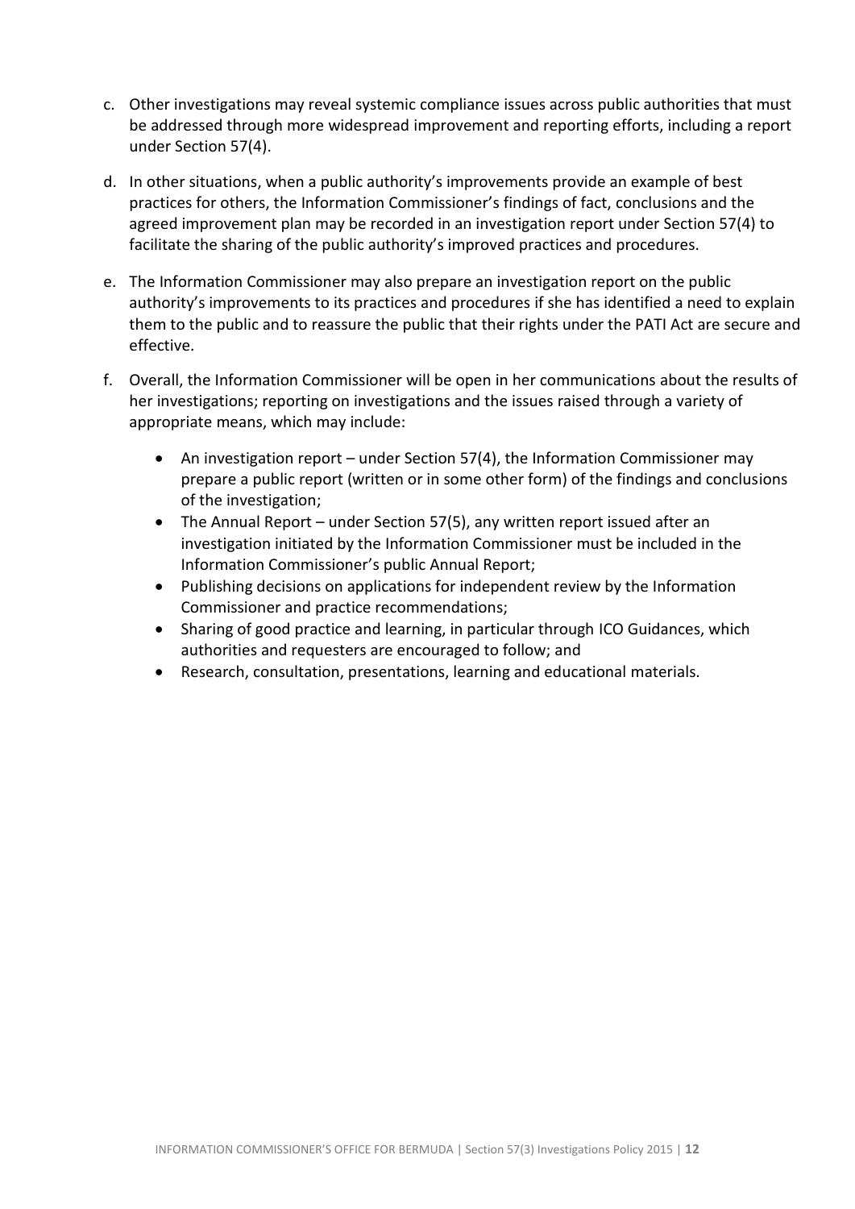c. Other investigations may reveal systemic compliance issues across public authorities that must be addressed through more widespread improvement and reporting efforts, including a report under Section 57(4).

d. In other situations, when a public authority's improvements provide an example of best practices for others, the Information Commissioner's findings of fact, conclusions and the agreed improvement plan may be recorded in an investigation report under Section 57(4) to facilitate the sharing of the public authority's improved practices and procedures.

e. The Information Commissioner may also prepare an investigation report on the public authority's improvements to its practices and procedures if she has identified a need to explain them to the public and to reassure the public that their rights under the PATI Act are secure and effective.

f. Overall, the Information Commissioner will be open in her communications about the results of her investigations; reporting on investigations and the issues raised through a variety of appropriate means, which may include:

    - An investigation report – under Section 57(4), the Information Commissioner may prepare a public report (written or in some other form) of the findings and conclusions of the investigation;
    - The Annual Report – under Section 57(5), any written report issued after an investigation initiated by the Information Commissioner must be included in the Information Commissioner's public Annual Report;
    - Publishing decisions on applications for independent review by the Information Commissioner and practice recommendations;
    - Sharing of good practice and learning, in particular through ICO Guidances, which authorities and requesters are encouraged to follow; and
    - Research, consultation, presentations, learning and educational materials.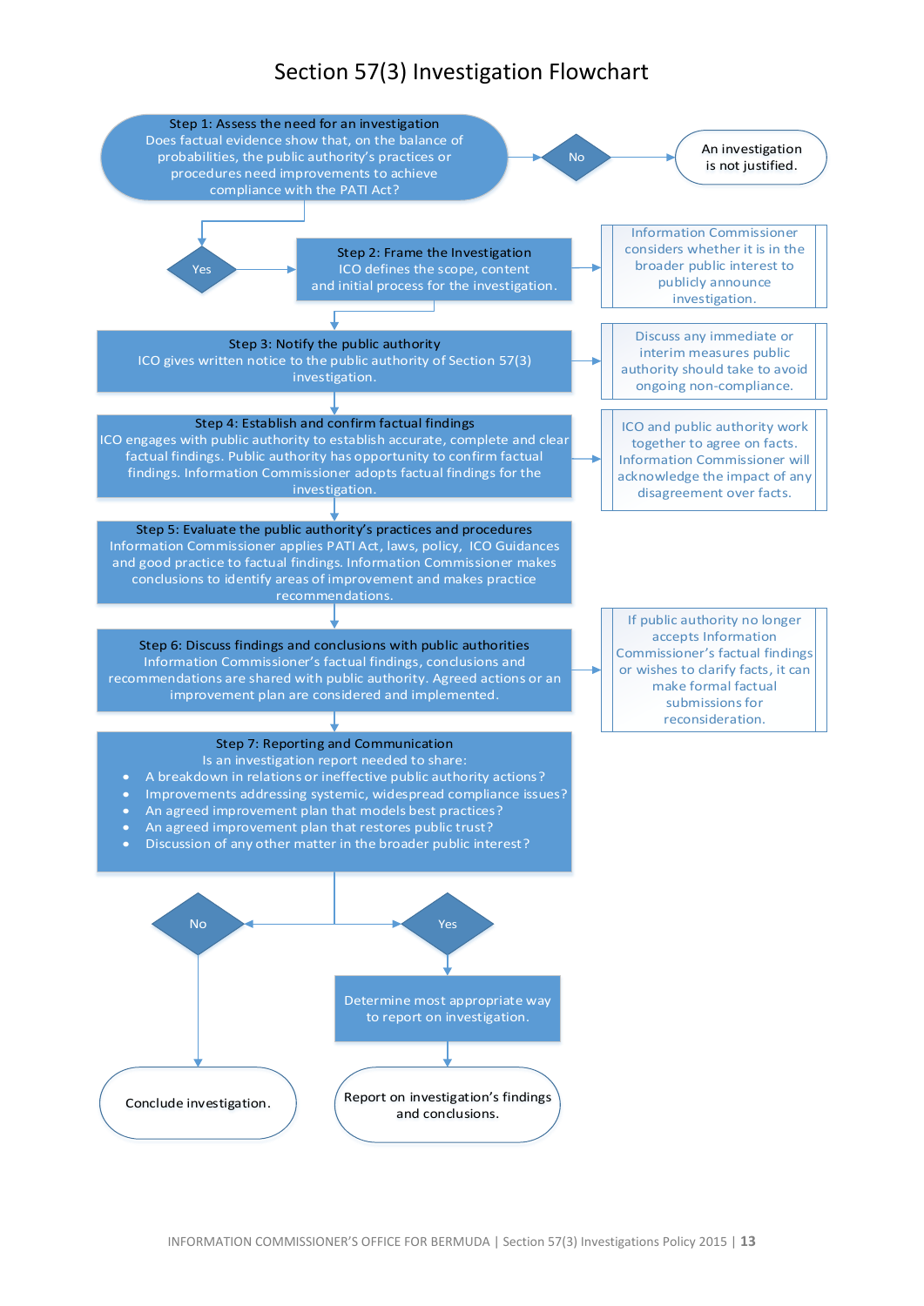# Section 57(3) Investigation Flowchart

**Step 1: Assess the need for an investigation**
Does factual evidence show that, on the balance of probabilities, the public authority's practices or procedures need improvements to achieve compliance with the PATI Act?

No

An investigation is not justified.

Yes

**Step 2: Frame the Investigation**
ICO defines the scope, content and initial process for the investigation.

Information Commissioner considers whether it is in the broader public interest to publicly announce investigation.

**Step 3: Notify the public authority**
ICO gives written notice to the public authority of Section 57(3) investigation.

Discuss any immediate or interim measures public authority should take to avoid ongoing non-compliance.

**Step 4: Establish and confirm factual findings**
ICO engages with public authority to establish accurate, complete and clear factual findings. Public authority has opportunity to confirm factual findings. Information Commissioner adopts factual findings for the investigation.

ICO and public authority work together to agree on facts. Information Commissioner will acknowledge the impact of any disagreement over facts.

**Step 5: Evaluate the public authority's practices and procedures**
Information Commissioner applies PATI Act, laws, policy, ICO Guidances and good practice to factual findings. Information Commissioner makes conclusions to identify areas of improvement and makes practice recommendations.

**Step 6: Discuss findings and conclusions with public authorities**
Information Commissioner's factual findings, conclusions and recommendations are shared with public authority. Agreed actions or an improvement plan are considered and implemented.

If public authority no longer accepts Information Commissioner's factual findings or wishes to clarify facts, it can make formal factual submissions for reconsideration.

**Step 7: Reporting and Communication**
Is an investigation report needed to share:

- A breakdown in relations or ineffective public authority actions?
- Improvements addressing systemic, widespread compliance issues?
- An agreed improvement plan that models best practices?
- An agreed improvement plan that restores public trust?
- Discussion of any other matter in the broader public interest?

No

Conclude investigation.

Yes

Determine most appropriate way to report on investigation.

Report on investigation's findings and conclusions.